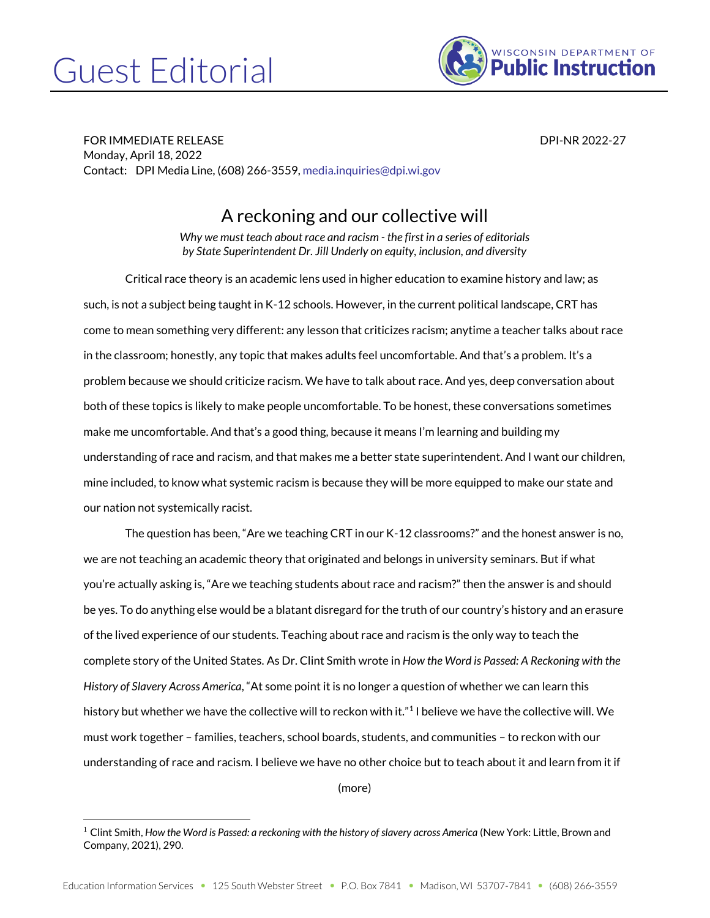# Guest Editorial

WISCONSIN DEPARTMENT OF **Public Instruction**

FOR IMMEDIATE RELEASE DPI-NR 2022-27
Monday, April 18, 2022
Contact: DPI Media Line, (608) 266-3559, media.inquiries@dpi.wi.gov

## A reckoning and our collective will

*Why we must teach about race and racism - the first in a series of editorials by State Superintendent Dr. Jill Underly on equity, inclusion, and diversity*

Critical race theory is an academic lens used in higher education to examine history and law; as such, is not a subject being taught in K-12 schools. However, in the current political landscape, CRT has come to mean something very different: any lesson that criticizes racism; anytime a teacher talks about race in the classroom; honestly, any topic that makes adults feel uncomfortable. And that's a problem. It's a problem because we should criticize racism. We have to talk about race. And yes, deep conversation about both of these topics is likely to make people uncomfortable. To be honest, these conversations sometimes make me uncomfortable. And that's a good thing, because it means I'm learning and building my understanding of race and racism, and that makes me a better state superintendent. And I want our children, mine included, to know what systemic racism is because they will be more equipped to make our state and our nation not systemically racist.

The question has been, "Are we teaching CRT in our K-12 classrooms?" and the honest answer is no, we are not teaching an academic theory that originated and belongs in university seminars. But if what you're actually asking is, "Are we teaching students about race and racism?" then the answer is and should be yes. To do anything else would be a blatant disregard for the truth of our country's history and an erasure of the lived experience of our students. Teaching about race and racism is the only way to teach the complete story of the United States. As Dr. Clint Smith wrote in *How the Word is Passed: A Reckoning with the History of Slavery Across America*, "At some point it is no longer a question of whether we can learn this history but whether we have the collective will to reckon with it."[1] I believe we have the collective will. We must work together – families, teachers, school boards, students, and communities – to reckon with our understanding of race and racism. I believe we have no other choice but to teach about it and learn from it if

(more)

[1] Clint Smith, *How the Word is Passed: a reckoning with the history of slavery across America* (New York: Little, Brown and Company, 2021), 290.

Education Information Services • 125 South Webster Street • P.O. Box 7841 • Madison, WI 53707-7841 • (608) 266-3559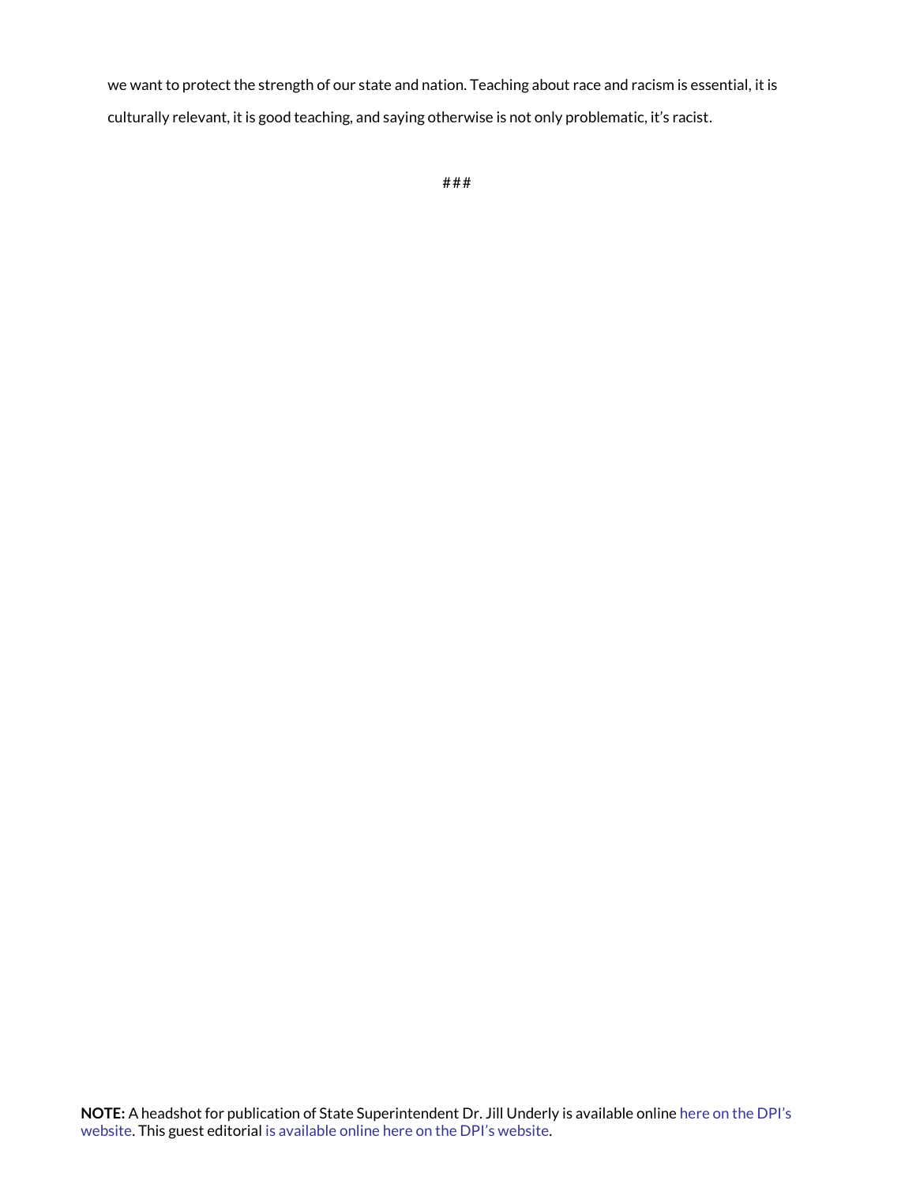we want to protect the strength of our state and nation. Teaching about race and racism is essential, it is culturally relevant, it is good teaching, and saying otherwise is not only problematic, it's racist.

###

**NOTE:** A headshot for publication of State Superintendent Dr. Jill Underly is available online here on the DPI's website. This guest editorial is available online here on the DPI's website.